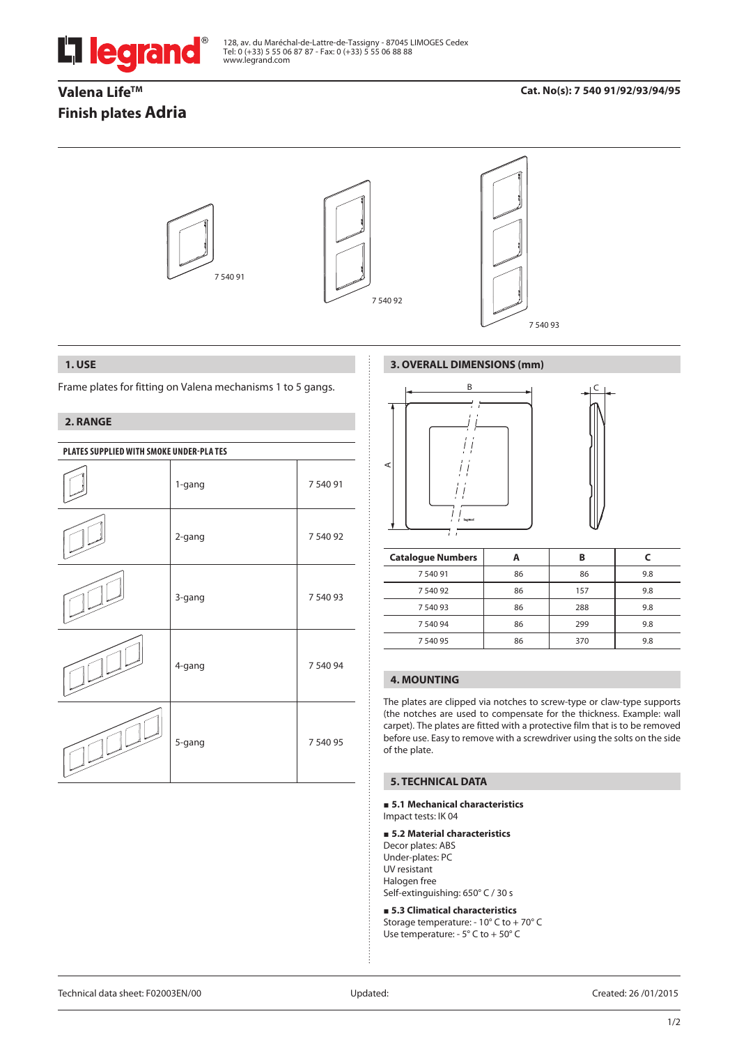128, av. du Maréchal-de-Lattre-de-Tassigny - 87045 LIMOGES Cedex
Tel: 0 (+33) 5 55 06 87 87 - Fax: 0 (+33) 5 55 06 88 88
www.legrand.com

# Valena Life™
# Finish plates Adria

**Cat. No(s): 7 540 91/92/93/94/95**

7 540 91

7 540 92

7 540 93

## 1. USE

Frame plates for fitting on Valena mechanisms 1 to 5 gangs.

## 2. RANGE

**PLATES SUPPLIED WITH SMOKE UNDER-PLA TES**

| | | |
|---|---|---|
| | 1-gang | 7 540 91 |
| | 2-gang | 7 540 92 |
| | 3-gang | 7 540 93 |
| | 4-gang | 7 540 94 |
| | 5-gang | 7 540 95 |

## 3. OVERALL DIMENSIONS (mm)

| Catalogue Numbers | A | B | C |
|---|---|---|---|
| 7 540 91 | 86 | 86 | 9.8 |
| 7 540 92 | 86 | 157 | 9.8 |
| 7 540 93 | 86 | 288 | 9.8 |
| 7 540 94 | 86 | 299 | 9.8 |
| 7 540 95 | 86 | 370 | 9.8 |

## 4. MOUNTING

The plates are clipped via notches to screw-type or claw-type supports (the notches are used to compensate for the thickness. Example: wall carpet). The plates are fitted with a protective film that is to be removed before use. Easy to remove with a screwdriver using the solts on the side of the plate.

## 5. TECHNICAL DATA

**■ 5.1 Mechanical characteristics**
Impact tests: IK 04

**■ 5.2 Material characteristics**
Decor plates: ABS
Under-plates: PC
UV resistant
Halogen free
Self-extinguishing: 650° C / 30 s

**■ 5.3 Climatical characteristics**
Storage temperature: - 10° C to + 70° C
Use temperature: - 5° C to + 50° C

Technical data sheet: F02003EN/00 Updated: Created: 26 /01/2015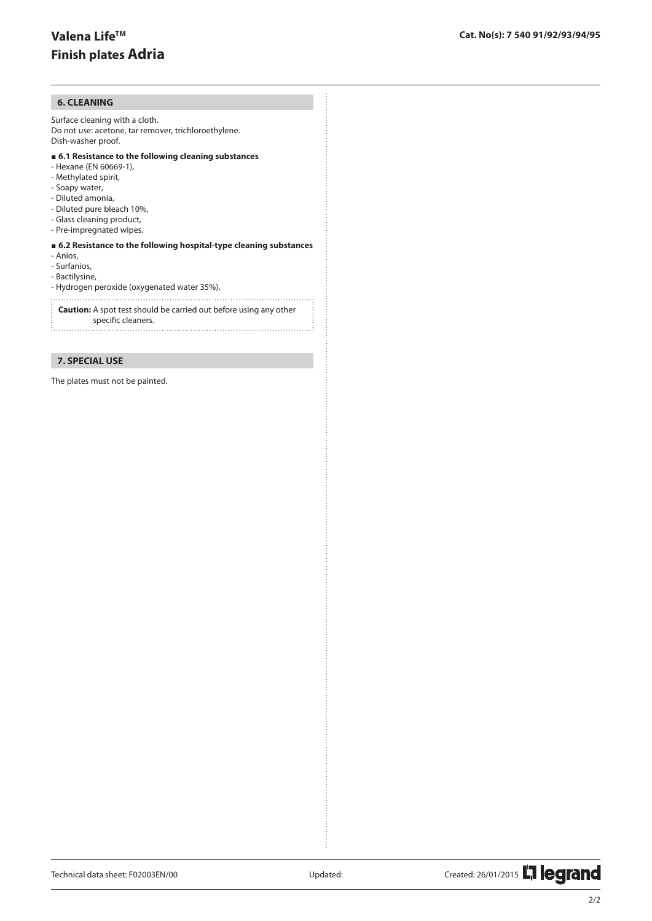## 6. CLEANING

Surface cleaning with a cloth.
Do not use: acetone, tar remover, trichloroethylene.
Dish-washer proof.

### ■ 6.1 Resistance to the following cleaning substances

- Hexane (EN 60669-1),
- Methylated spirit,
- Soapy water,
- Diluted amonia,
- Diluted pure bleach 10%,
- Glass cleaning product,
- Pre-impregnated wipes.

### ■ 6.2 Resistance to the following hospital-type cleaning substances

- Anios,
- Surfanios,
- Bactilysine,
- Hydrogen peroxide (oxygenated water 35%).

**Caution:** A spot test should be carried out before using any other specific cleaners.

## 7. SPECIAL USE

The plates must not be painted.